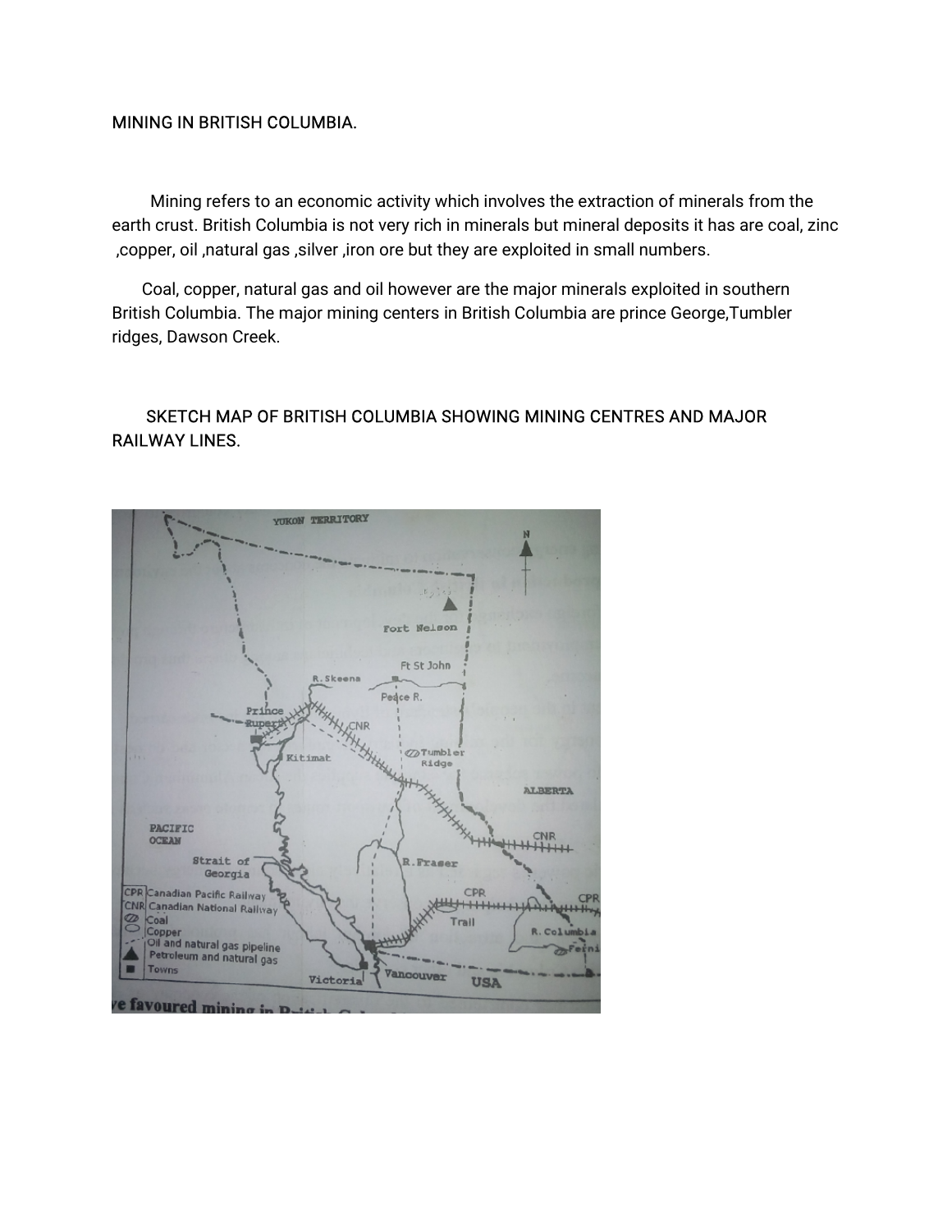MINING IN BRITISH COLUMBIA.

Mining refers to an economic activity which involves the extraction of minerals from the earth crust. British Columbia is not very rich in minerals but mineral deposits it has are coal, zinc ,copper, oil ,natural gas ,silver ,iron ore but they are exploited in small numbers.

Coal, copper, natural gas and oil however are the major minerals exploited in southern British Columbia. The major mining centers in British Columbia are prince George,Tumbler ridges, Dawson Creek.

SKETCH MAP OF BRITISH COLUMBIA SHOWING MINING CENTRES AND MAJOR RAILWAY LINES.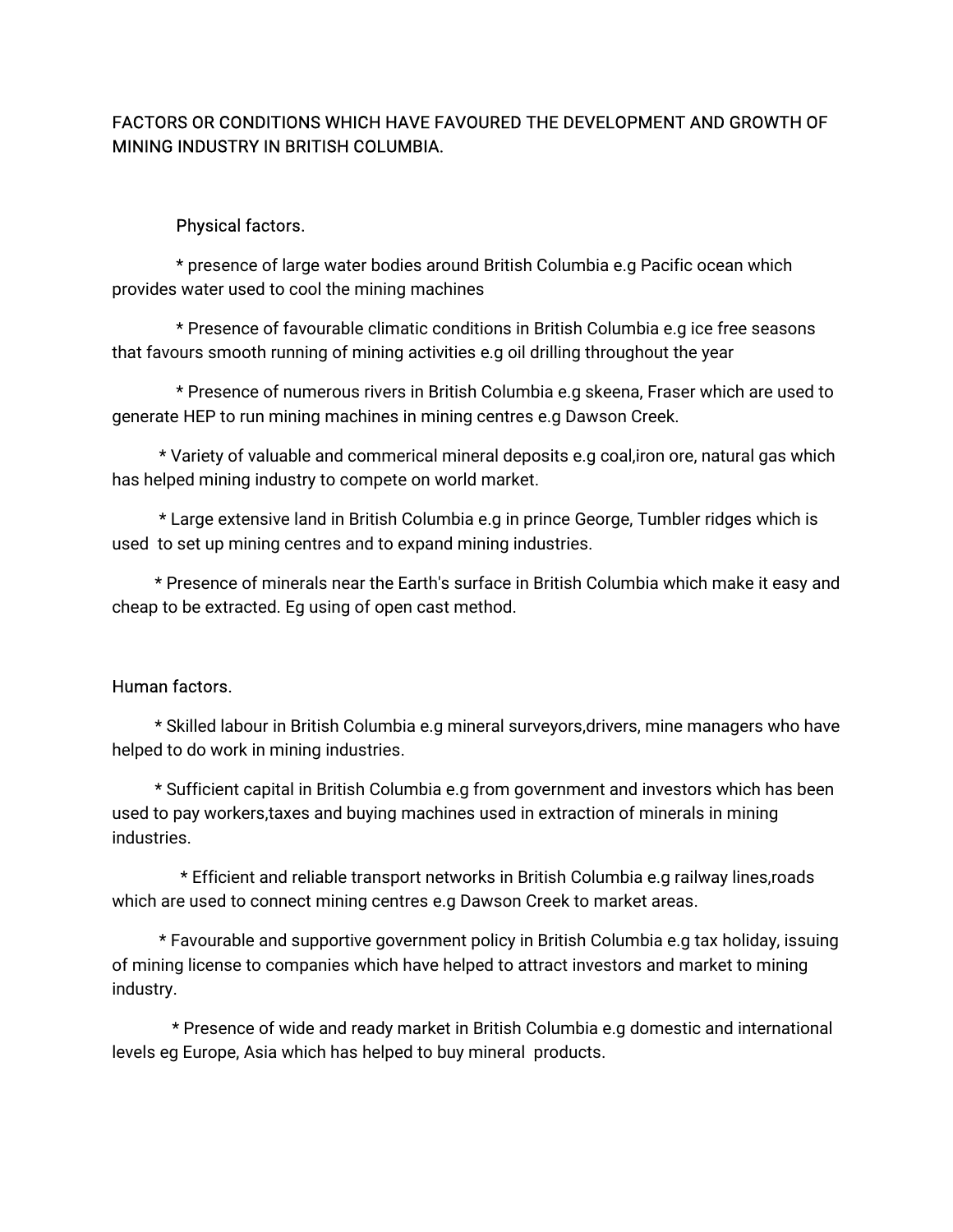FACTORS OR CONDITIONS WHICH HAVE FAVOURED THE DEVELOPMENT AND GROWTH OF MINING INDUSTRY IN BRITISH COLUMBIA.

Physical factors.

* presence of large water bodies around British Columbia e.g Pacific ocean which provides water used to cool the mining machines

* Presence of favourable climatic conditions in British Columbia e.g ice free seasons that favours smooth running of mining activities e.g oil drilling throughout the year

* Presence of numerous rivers in British Columbia e.g skeena, Fraser which are used to generate HEP to run mining machines in mining centres e.g Dawson Creek.

* Variety of valuable and commerical mineral deposits e.g coal,iron ore, natural gas which has helped mining industry to compete on world market.

* Large extensive land in British Columbia e.g in prince George, Tumbler ridges which is used to set up mining centres and to expand mining industries.

* Presence of minerals near the Earth's surface in British Columbia which make it easy and cheap to be extracted. Eg using of open cast method.

Human factors.

* Skilled labour in British Columbia e.g mineral surveyors,drivers, mine managers who have helped to do work in mining industries.

* Sufficient capital in British Columbia e.g from government and investors which has been used to pay workers,taxes and buying machines used in extraction of minerals in mining industries.

* Efficient and reliable transport networks in British Columbia e.g railway lines,roads which are used to connect mining centres e.g Dawson Creek to market areas.

* Favourable and supportive government policy in British Columbia e.g tax holiday, issuing of mining license to companies which have helped to attract investors and market to mining industry.

* Presence of wide and ready market in British Columbia e.g domestic and international levels eg Europe, Asia which has helped to buy mineral products.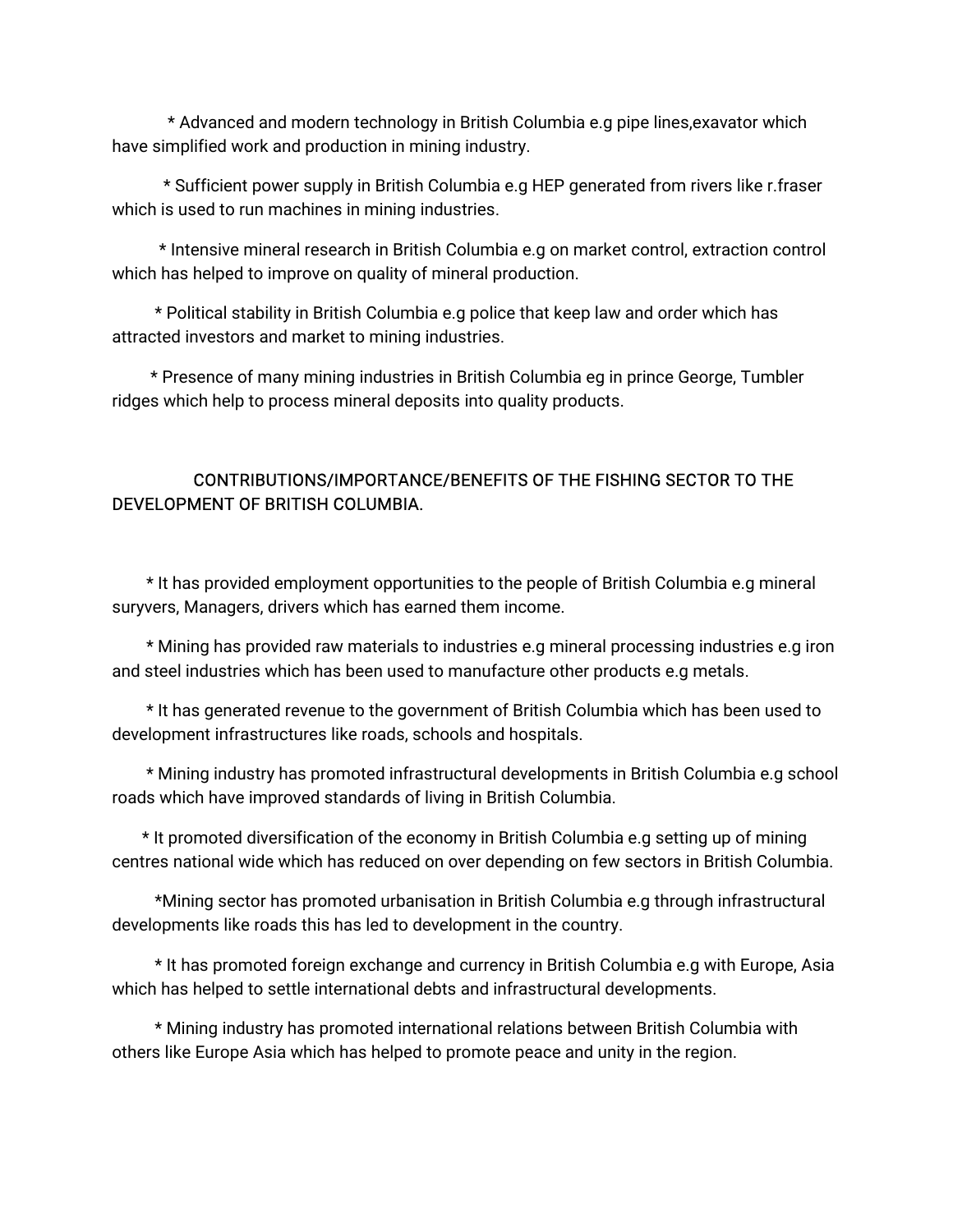* Advanced and modern technology in British Columbia e.g pipe lines,exavator which have simplified work and production in mining industry.

* Sufficient power supply in British Columbia e.g HEP generated from rivers like r.fraser which is used to run machines in mining industries.

* Intensive mineral research in British Columbia e.g on market control, extraction control which has helped to improve on quality of mineral production.

* Political stability in British Columbia e.g police that keep law and order which has attracted investors and market to mining industries.

* Presence of many mining industries in British Columbia eg in prince George, Tumbler ridges which help to process mineral deposits into quality products.

## CONTRIBUTIONS/IMPORTANCE/BENEFITS OF THE FISHING SECTOR TO THE DEVELOPMENT OF BRITISH COLUMBIA.

* It has provided employment opportunities to the people of British Columbia e.g mineral suryvers, Managers, drivers which has earned them income.

* Mining has provided raw materials to industries e.g mineral processing industries e.g iron and steel industries which has been used to manufacture other products e.g metals.

* It has generated revenue to the government of British Columbia which has been used to development infrastructures like roads, schools and hospitals.

* Mining industry has promoted infrastructural developments in British Columbia e.g school roads which have improved standards of living in British Columbia.

* It promoted diversification of the economy in British Columbia e.g setting up of mining centres national wide which has reduced on over depending on few sectors in British Columbia.

*Mining sector has promoted urbanisation in British Columbia e.g through infrastructural developments like roads this has led to development in the country.

* It has promoted foreign exchange and currency in British Columbia e.g with Europe, Asia which has helped to settle international debts and infrastructural developments.

* Mining industry has promoted international relations between British Columbia with others like Europe Asia which has helped to promote peace and unity in the region.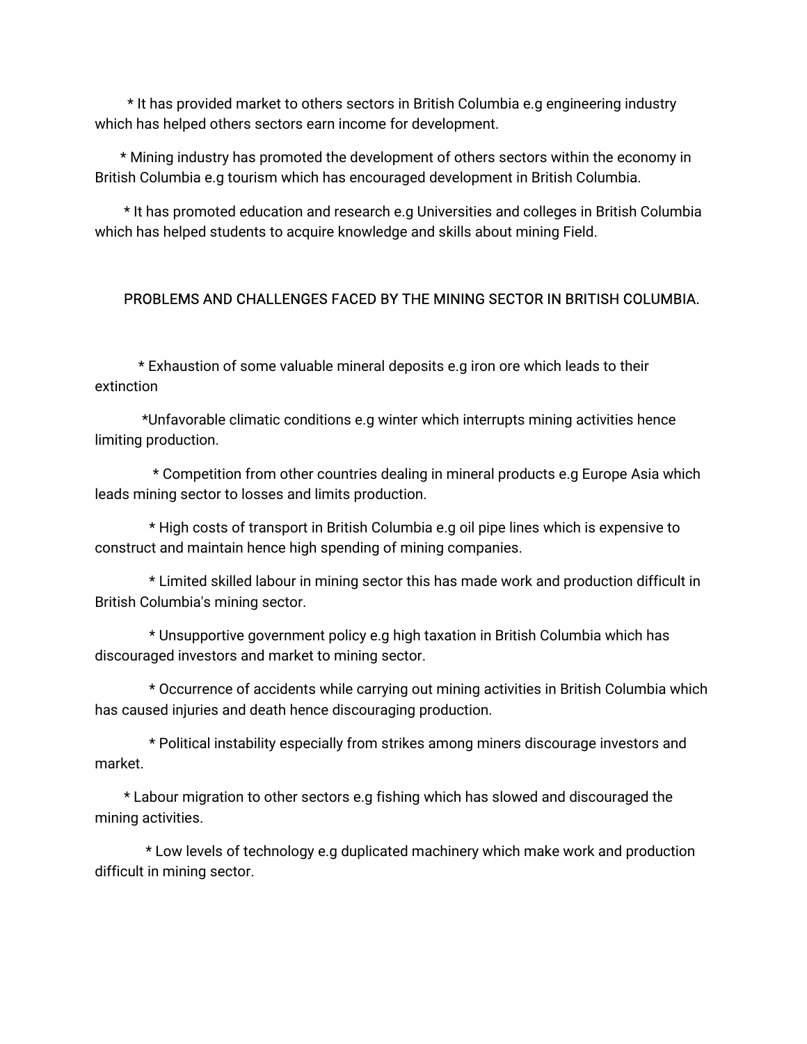* It has provided market to others sectors in British Columbia e.g engineering industry which has helped others sectors earn income for development.

* Mining industry has promoted the development of others sectors within the economy in British Columbia e.g tourism which has encouraged development in British Columbia.

* It has promoted education and research e.g Universities and colleges in British Columbia which has helped students to acquire knowledge and skills about mining Field.

## PROBLEMS AND CHALLENGES FACED BY THE MINING SECTOR IN BRITISH COLUMBIA.

* Exhaustion of some valuable mineral deposits e.g iron ore which leads to their extinction

*Unfavorable climatic conditions e.g winter which interrupts mining activities hence limiting production.

* Competition from other countries dealing in mineral products e.g Europe Asia which leads mining sector to losses and limits production.

* High costs of transport in British Columbia e.g oil pipe lines which is expensive to construct and maintain hence high spending of mining companies.

* Limited skilled labour in mining sector this has made work and production difficult in British Columbia's mining sector.

* Unsupportive government policy e.g high taxation in British Columbia which has discouraged investors and market to mining sector.

* Occurrence of accidents while carrying out mining activities in British Columbia which has caused injuries and death hence discouraging production.

* Political instability especially from strikes among miners discourage investors and market.

* Labour migration to other sectors e.g fishing which has slowed and discouraged the mining activities.

* Low levels of technology e.g duplicated machinery which make work and production difficult in mining sector.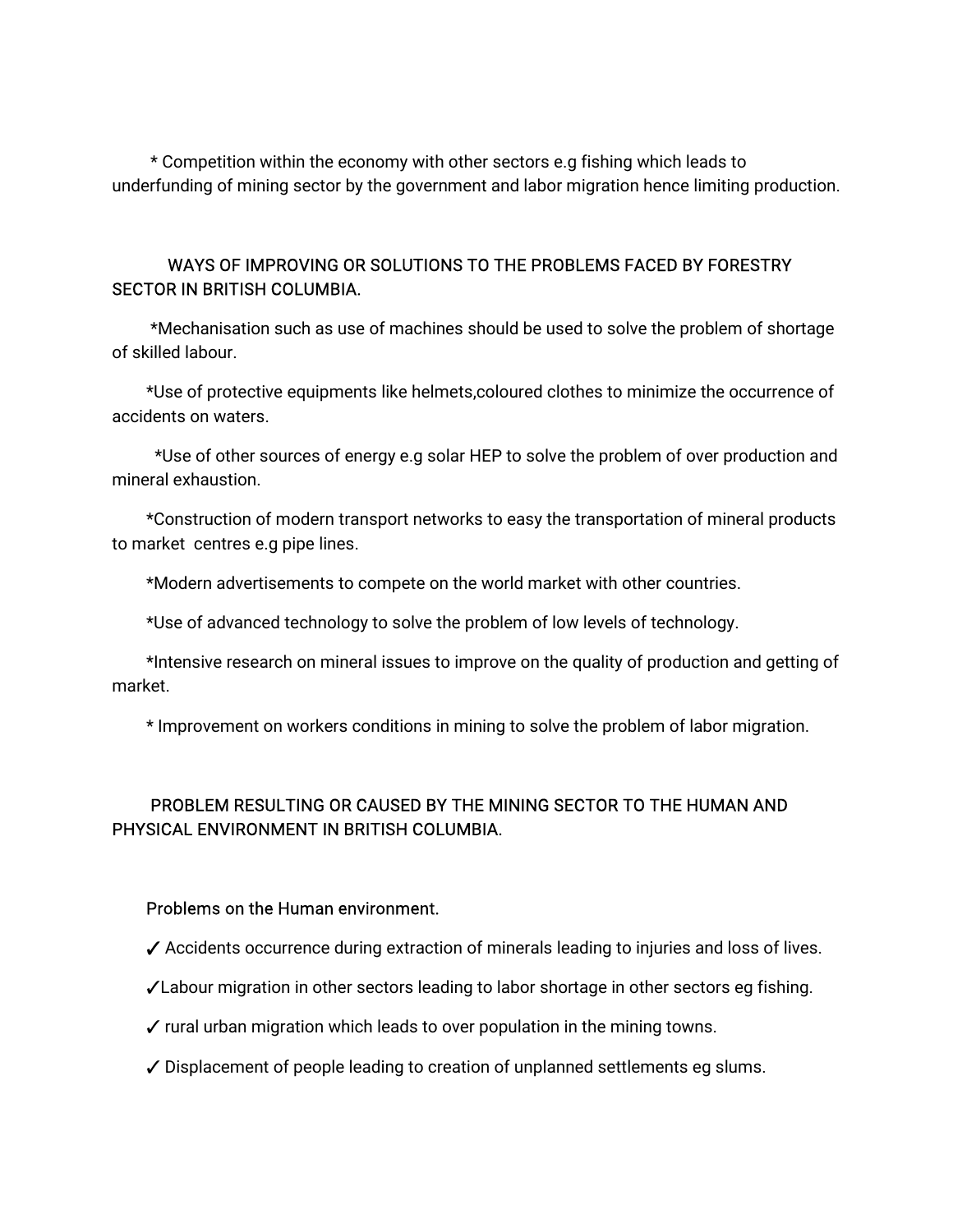* Competition within the economy with other sectors e.g fishing which leads to underfunding of mining sector by the government and labor migration hence limiting production.

## WAYS OF IMPROVING OR SOLUTIONS TO THE PROBLEMS FACED BY FORESTRY SECTOR IN BRITISH COLUMBIA.

*Mechanisation such as use of machines should be used to solve the problem of shortage of skilled labour.

*Use of protective equipments like helmets,coloured clothes to minimize the occurrence of accidents on waters.

*Use of other sources of energy e.g solar HEP to solve the problem of over production and mineral exhaustion.

*Construction of modern transport networks to easy the transportation of mineral products to market  centres e.g pipe lines.

*Modern advertisements to compete on the world market with other countries.

*Use of advanced technology to solve the problem of low levels of technology.

*Intensive research on mineral issues to improve on the quality of production and getting of market.

* Improvement on workers conditions in mining to solve the problem of labor migration.

## PROBLEM RESULTING OR CAUSED BY THE MINING SECTOR TO THE HUMAN AND PHYSICAL ENVIRONMENT IN BRITISH COLUMBIA.

Problems on the Human environment.

✓ Accidents occurrence during extraction of minerals leading to injuries and loss of lives.

✓Labour migration in other sectors leading to labor shortage in other sectors eg fishing.

✓ rural urban migration which leads to over population in the mining towns.

✓ Displacement of people leading to creation of unplanned settlements eg slums.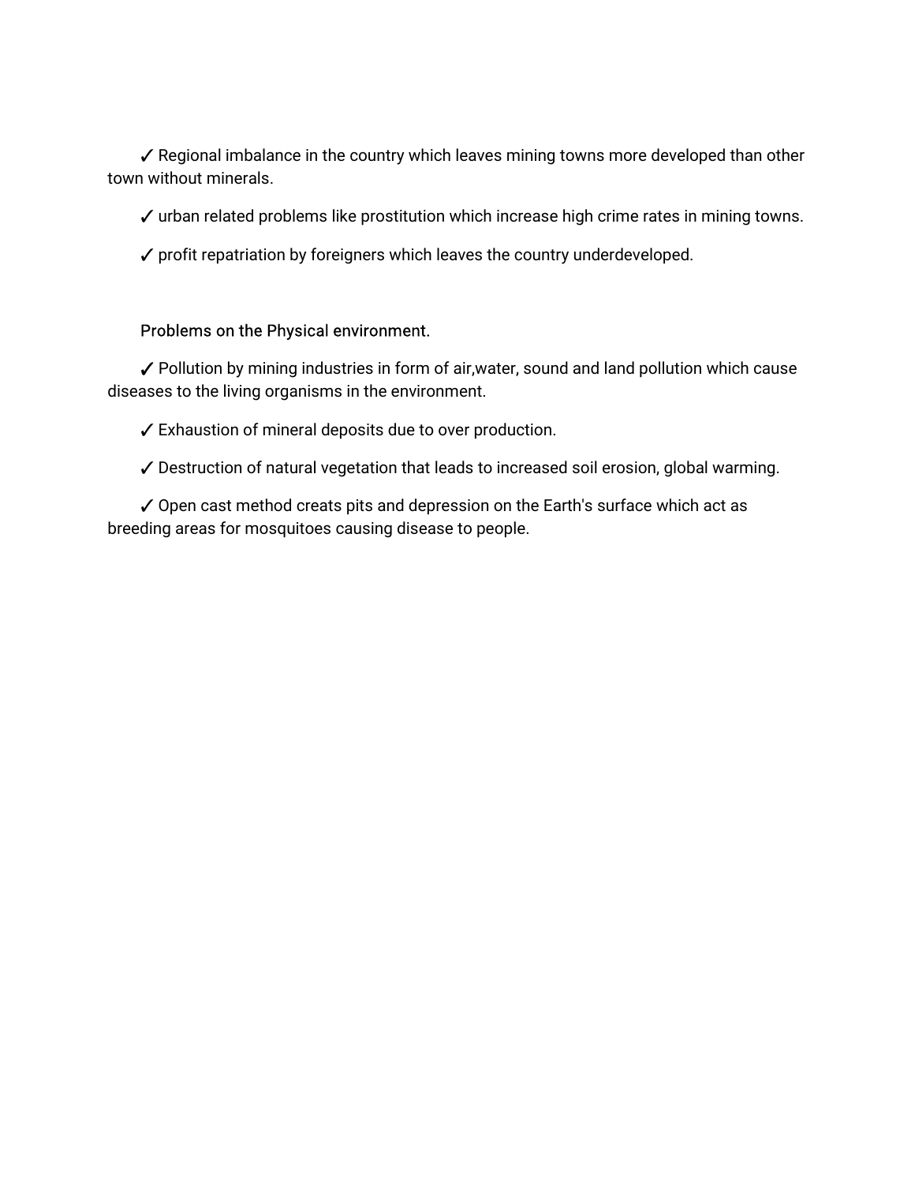✓ Regional imbalance in the country which leaves mining towns more developed than other town without minerals.

✓ urban related problems like prostitution which increase high crime rates in mining towns.

✓ profit repatriation by foreigners which leaves the country underdeveloped.

Problems on the Physical environment.

✓ Pollution by mining industries in form of air,water, sound and land pollution which cause diseases to the living organisms in the environment.

✓ Exhaustion of mineral deposits due to over production.

✓ Destruction of natural vegetation that leads to increased soil erosion, global warming.

✓ Open cast method creats pits and depression on the Earth's surface which act as breeding areas for mosquitoes causing disease to people.